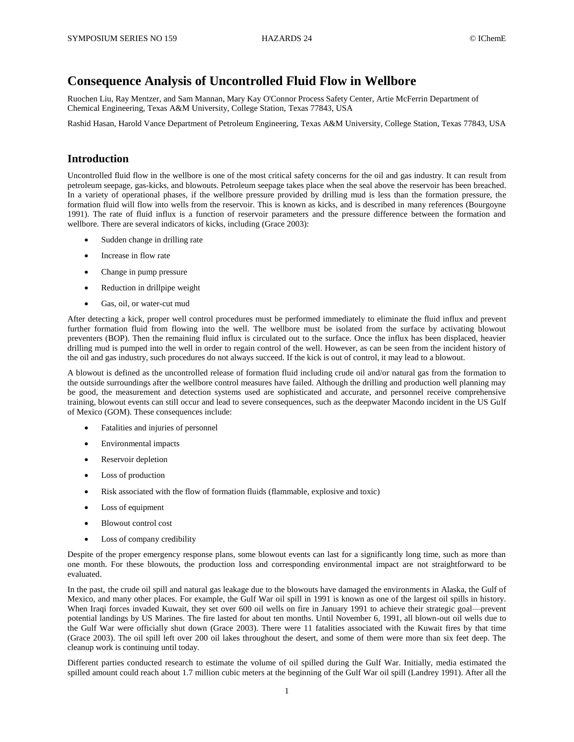# Consequence Analysis of Uncontrolled Fluid Flow in Wellbore

Ruochen Liu, Ray Mentzer, and Sam Mannan, Mary Kay O'Connor Process Safety Center, Artie McFerrin Department of Chemical Engineering, Texas A&M University, College Station, Texas 77843, USA

Rashid Hasan, Harold Vance Department of Petroleum Engineering, Texas A&M University, College Station, Texas 77843, USA

## Introduction

Uncontrolled fluid flow in the wellbore is one of the most critical safety concerns for the oil and gas industry. It can result from petroleum seepage, gas-kicks, and blowouts. Petroleum seepage takes place when the seal above the reservoir has been breached. In a variety of operational phases, if the wellbore pressure provided by drilling mud is less than the formation pressure, the formation fluid will flow into wells from the reservoir. This is known as kicks, and is described in many references (Bourgoyne 1991). The rate of fluid influx is a function of reservoir parameters and the pressure difference between the formation and wellbore. There are several indicators of kicks, including (Grace 2003):

- Sudden change in drilling rate
- Increase in flow rate
- Change in pump pressure
- Reduction in drillpipe weight
- Gas, oil, or water-cut mud

After detecting a kick, proper well control procedures must be performed immediately to eliminate the fluid influx and prevent further formation fluid from flowing into the well. The wellbore must be isolated from the surface by activating blowout preventers (BOP). Then the remaining fluid influx is circulated out to the surface. Once the influx has been displaced, heavier drilling mud is pumped into the well in order to regain control of the well. However, as can be seen from the incident history of the oil and gas industry, such procedures do not always succeed. If the kick is out of control, it may lead to a blowout.

A blowout is defined as the uncontrolled release of formation fluid including crude oil and/or natural gas from the formation to the outside surroundings after the wellbore control measures have failed. Although the drilling and production well planning may be good, the measurement and detection systems used are sophisticated and accurate, and personnel receive comprehensive training, blowout events can still occur and lead to severe consequences, such as the deepwater Macondo incident in the US Gulf of Mexico (GOM). These consequences include:

- Fatalities and injuries of personnel
- Environmental impacts
- Reservoir depletion
- Loss of production
- Risk associated with the flow of formation fluids (flammable, explosive and toxic)
- Loss of equipment
- Blowout control cost
- Loss of company credibility

Despite of the proper emergency response plans, some blowout events can last for a significantly long time, such as more than one month. For these blowouts, the production loss and corresponding environmental impact are not straightforward to be evaluated.

In the past, the crude oil spill and natural gas leakage due to the blowouts have damaged the environments in Alaska, the Gulf of Mexico, and many other places. For example, the Gulf War oil spill in 1991 is known as one of the largest oil spills in history. When Iraqi forces invaded Kuwait, they set over 600 oil wells on fire in January 1991 to achieve their strategic goal—prevent potential landings by US Marines. The fire lasted for about ten months. Until November 6, 1991, all blown-out oil wells due to the Gulf War were officially shut down (Grace 2003). There were 11 fatalities associated with the Kuwait fires by that time (Grace 2003). The oil spill left over 200 oil lakes throughout the desert, and some of them were more than six feet deep. The cleanup work is continuing until today.

Different parties conducted research to estimate the volume of oil spilled during the Gulf War. Initially, media estimated the spilled amount could reach about 1.7 million cubic meters at the beginning of the Gulf War oil spill (Landrey 1991). After all the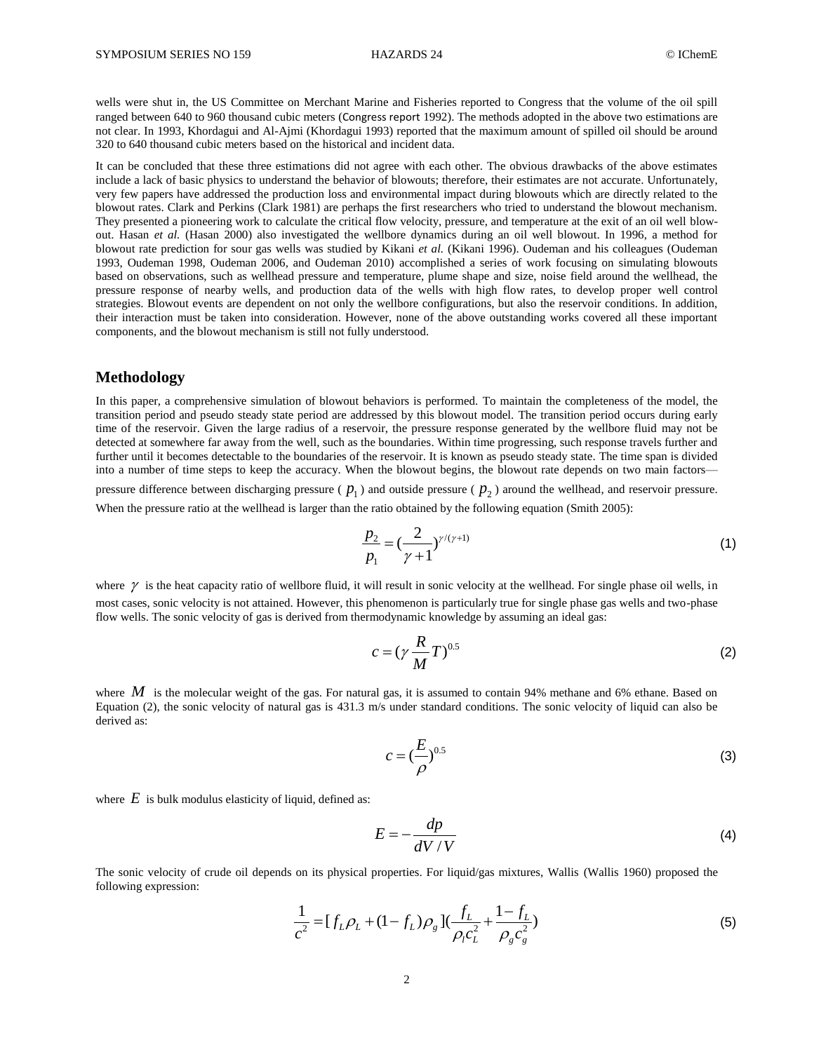wells were shut in, the US Committee on Merchant Marine and Fisheries reported to Congress that the volume of the oil spill ranged between 640 to 960 thousand cubic meters (Congress report 1992). The methods adopted in the above two estimations are not clear. In 1993, Khordagui and Al-Ajmi (Khordagui 1993) reported that the maximum amount of spilled oil should be around 320 to 640 thousand cubic meters based on the historical and incident data.

It can be concluded that these three estimations did not agree with each other. The obvious drawbacks of the above estimates include a lack of basic physics to understand the behavior of blowouts; therefore, their estimates are not accurate. Unfortunately, very few papers have addressed the production loss and environmental impact during blowouts which are directly related to the blowout rates. Clark and Perkins (Clark 1981) are perhaps the first researchers who tried to understand the blowout mechanism. They presented a pioneering work to calculate the critical flow velocity, pressure, and temperature at the exit of an oil well blow-out. Hasan *et al.* (Hasan 2000) also investigated the wellbore dynamics during an oil well blowout. In 1996, a method for blowout rate prediction for sour gas wells was studied by Kikani *et al.* (Kikani 1996). Oudeman and his colleagues (Oudeman 1993, Oudeman 1998, Oudeman 2006, and Oudeman 2010) accomplished a series of work focusing on simulating blowouts based on observations, such as wellhead pressure and temperature, plume shape and size, noise field around the wellhead, the pressure response of nearby wells, and production data of the wells with high flow rates, to develop proper well control strategies. Blowout events are dependent on not only the wellbore configurations, but also the reservoir conditions. In addition, their interaction must be taken into consideration. However, none of the above outstanding works covered all these important components, and the blowout mechanism is still not fully understood.

## Methodology

In this paper, a comprehensive simulation of blowout behaviors is performed. To maintain the completeness of the model, the transition period and pseudo steady state period are addressed by this blowout model. The transition period occurs during early time of the reservoir. Given the large radius of a reservoir, the pressure response generated by the wellbore fluid may not be detected at somewhere far away from the well, such as the boundaries. Within time progressing, such response travels further and further until it becomes detectable to the boundaries of the reservoir. It is known as pseudo steady state. The time span is divided into a number of time steps to keep the accuracy. When the blowout begins, the blowout rate depends on two main factors—pressure difference between discharging pressure ( $p_1$ ) and outside pressure ( $p_2$ ) around the wellhead, and reservoir pressure. When the pressure ratio at the wellhead is larger than the ratio obtained by the following equation (Smith 2005):

$$\frac{p_2}{p_1} = \left(\frac{2}{\gamma+1}\right)^{\gamma/(\gamma+1)} \tag{1}$$

where $\gamma$ is the heat capacity ratio of wellbore fluid, it will result in sonic velocity at the wellhead. For single phase oil wells, in most cases, sonic velocity is not attained. However, this phenomenon is particularly true for single phase gas wells and two-phase flow wells. The sonic velocity of gas is derived from thermodynamic knowledge by assuming an ideal gas:

$$c = \left(\gamma \frac{R}{M} T\right)^{0.5} \tag{2}$$

where $M$ is the molecular weight of the gas. For natural gas, it is assumed to contain 94% methane and 6% ethane. Based on Equation (2), the sonic velocity of natural gas is 431.3 m/s under standard conditions. The sonic velocity of liquid can also be derived as:

$$c = \left(\frac{E}{\rho}\right)^{0.5} \tag{3}$$

where $E$ is bulk modulus elasticity of liquid, defined as:

$$E = -\frac{dp}{dV/V} \tag{4}$$

The sonic velocity of crude oil depends on its physical properties. For liquid/gas mixtures, Wallis (Wallis 1960) proposed the following expression:

$$\frac{1}{c^2} = [f_L \rho_L + (1-f_L)\rho_g]\left(\frac{f_L}{\rho_l c_L^2} + \frac{1-f_L}{\rho_g c_g^2}\right) \tag{5}$$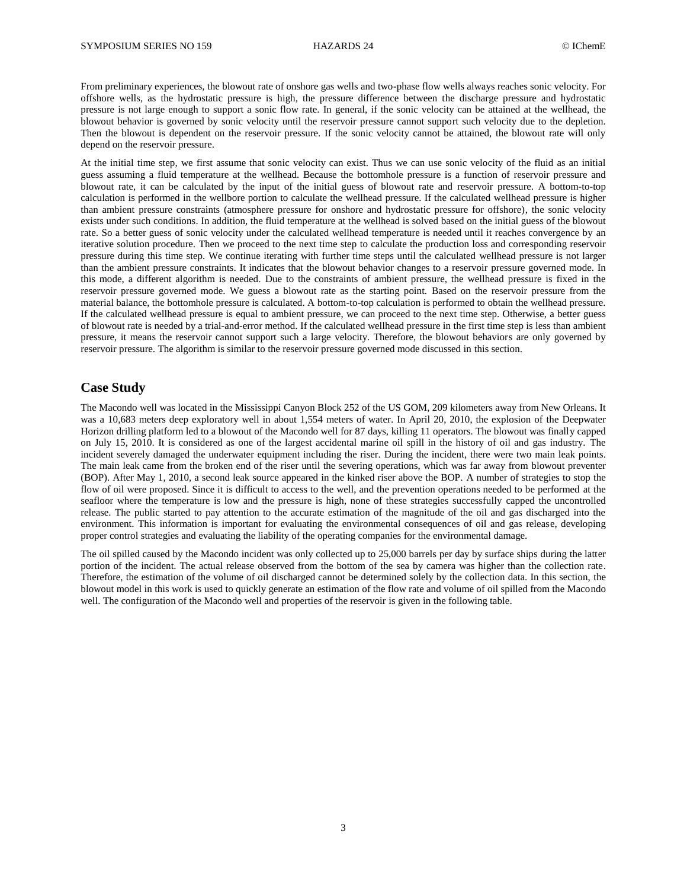From preliminary experiences, the blowout rate of onshore gas wells and two-phase flow wells always reaches sonic velocity. For offshore wells, as the hydrostatic pressure is high, the pressure difference between the discharge pressure and hydrostatic pressure is not large enough to support a sonic flow rate. In general, if the sonic velocity can be attained at the wellhead, the blowout behavior is governed by sonic velocity until the reservoir pressure cannot support such velocity due to the depletion. Then the blowout is dependent on the reservoir pressure. If the sonic velocity cannot be attained, the blowout rate will only depend on the reservoir pressure.

At the initial time step, we first assume that sonic velocity can exist. Thus we can use sonic velocity of the fluid as an initial guess assuming a fluid temperature at the wellhead. Because the bottomhole pressure is a function of reservoir pressure and blowout rate, it can be calculated by the input of the initial guess of blowout rate and reservoir pressure. A bottom-to-top calculation is performed in the wellbore portion to calculate the wellhead pressure. If the calculated wellhead pressure is higher than ambient pressure constraints (atmosphere pressure for onshore and hydrostatic pressure for offshore), the sonic velocity exists under such conditions. In addition, the fluid temperature at the wellhead is solved based on the initial guess of the blowout rate. So a better guess of sonic velocity under the calculated wellhead temperature is needed until it reaches convergence by an iterative solution procedure. Then we proceed to the next time step to calculate the production loss and corresponding reservoir pressure during this time step. We continue iterating with further time steps until the calculated wellhead pressure is not larger than the ambient pressure constraints. It indicates that the blowout behavior changes to a reservoir pressure governed mode. In this mode, a different algorithm is needed. Due to the constraints of ambient pressure, the wellhead pressure is fixed in the reservoir pressure governed mode. We guess a blowout rate as the starting point. Based on the reservoir pressure from the material balance, the bottomhole pressure is calculated. A bottom-to-top calculation is performed to obtain the wellhead pressure. If the calculated wellhead pressure is equal to ambient pressure, we can proceed to the next time step. Otherwise, a better guess of blowout rate is needed by a trial-and-error method. If the calculated wellhead pressure in the first time step is less than ambient pressure, it means the reservoir cannot support such a large velocity. Therefore, the blowout behaviors are only governed by reservoir pressure. The algorithm is similar to the reservoir pressure governed mode discussed in this section.

## Case Study

The Macondo well was located in the Mississippi Canyon Block 252 of the US GOM, 209 kilometers away from New Orleans. It was a 10,683 meters deep exploratory well in about 1,554 meters of water. In April 20, 2010, the explosion of the Deepwater Horizon drilling platform led to a blowout of the Macondo well for 87 days, killing 11 operators. The blowout was finally capped on July 15, 2010. It is considered as one of the largest accidental marine oil spill in the history of oil and gas industry. The incident severely damaged the underwater equipment including the riser. During the incident, there were two main leak points. The main leak came from the broken end of the riser until the severing operations, which was far away from blowout preventer (BOP). After May 1, 2010, a second leak source appeared in the kinked riser above the BOP. A number of strategies to stop the flow of oil were proposed. Since it is difficult to access to the well, and the prevention operations needed to be performed at the seafloor where the temperature is low and the pressure is high, none of these strategies successfully capped the uncontrolled release. The public started to pay attention to the accurate estimation of the magnitude of the oil and gas discharged into the environment. This information is important for evaluating the environmental consequences of oil and gas release, developing proper control strategies and evaluating the liability of the operating companies for the environmental damage.

The oil spilled caused by the Macondo incident was only collected up to 25,000 barrels per day by surface ships during the latter portion of the incident. The actual release observed from the bottom of the sea by camera was higher than the collection rate. Therefore, the estimation of the volume of oil discharged cannot be determined solely by the collection data. In this section, the blowout model in this work is used to quickly generate an estimation of the flow rate and volume of oil spilled from the Macondo well. The configuration of the Macondo well and properties of the reservoir is given in the following table.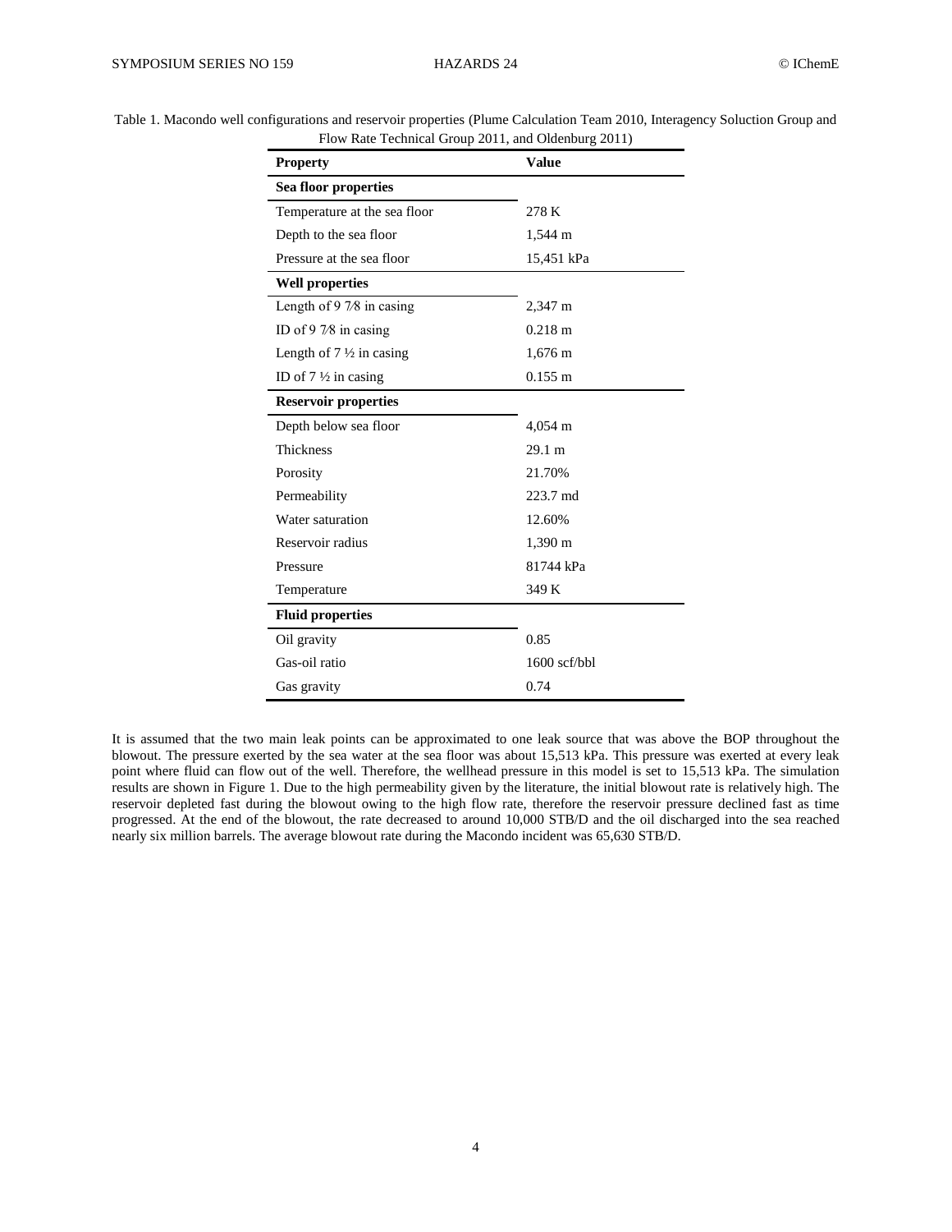Table 1. Macondo well configurations and reservoir properties (Plume Calculation Team 2010, Interagency Soluction Group and Flow Rate Technical Group 2011, and Oldenburg 2011)

| Property | Value |
|---|---|
| **Sea floor properties** | |
| Temperature at the sea floor | 278 K |
| Depth to the sea floor | 1,544 m |
| Pressure at the sea floor | 15,451 kPa |
| **Well properties** | |
| Length of 9 7⁄8 in casing | 2,347 m |
| ID of 9 7⁄8 in casing | 0.218 m |
| Length of 7 ½ in casing | 1,676 m |
| ID of 7 ½ in casing | 0.155 m |
| **Reservoir properties** | |
| Depth below sea floor | 4,054 m |
| Thickness | 29.1 m |
| Porosity | 21.70% |
| Permeability | 223.7 md |
| Water saturation | 12.60% |
| Reservoir radius | 1,390 m |
| Pressure | 81744 kPa |
| Temperature | 349 K |
| **Fluid properties** | |
| Oil gravity | 0.85 |
| Gas-oil ratio | 1600 scf/bbl |
| Gas gravity | 0.74 |

It is assumed that the two main leak points can be approximated to one leak source that was above the BOP throughout the blowout. The pressure exerted by the sea water at the sea floor was about 15,513 kPa. This pressure was exerted at every leak point where fluid can flow out of the well. Therefore, the wellhead pressure in this model is set to 15,513 kPa. The simulation results are shown in Figure 1. Due to the high permeability given by the literature, the initial blowout rate is relatively high. The reservoir depleted fast during the blowout owing to the high flow rate, therefore the reservoir pressure declined fast as time progressed. At the end of the blowout, the rate decreased to around 10,000 STB/D and the oil discharged into the sea reached nearly six million barrels. The average blowout rate during the Macondo incident was 65,630 STB/D.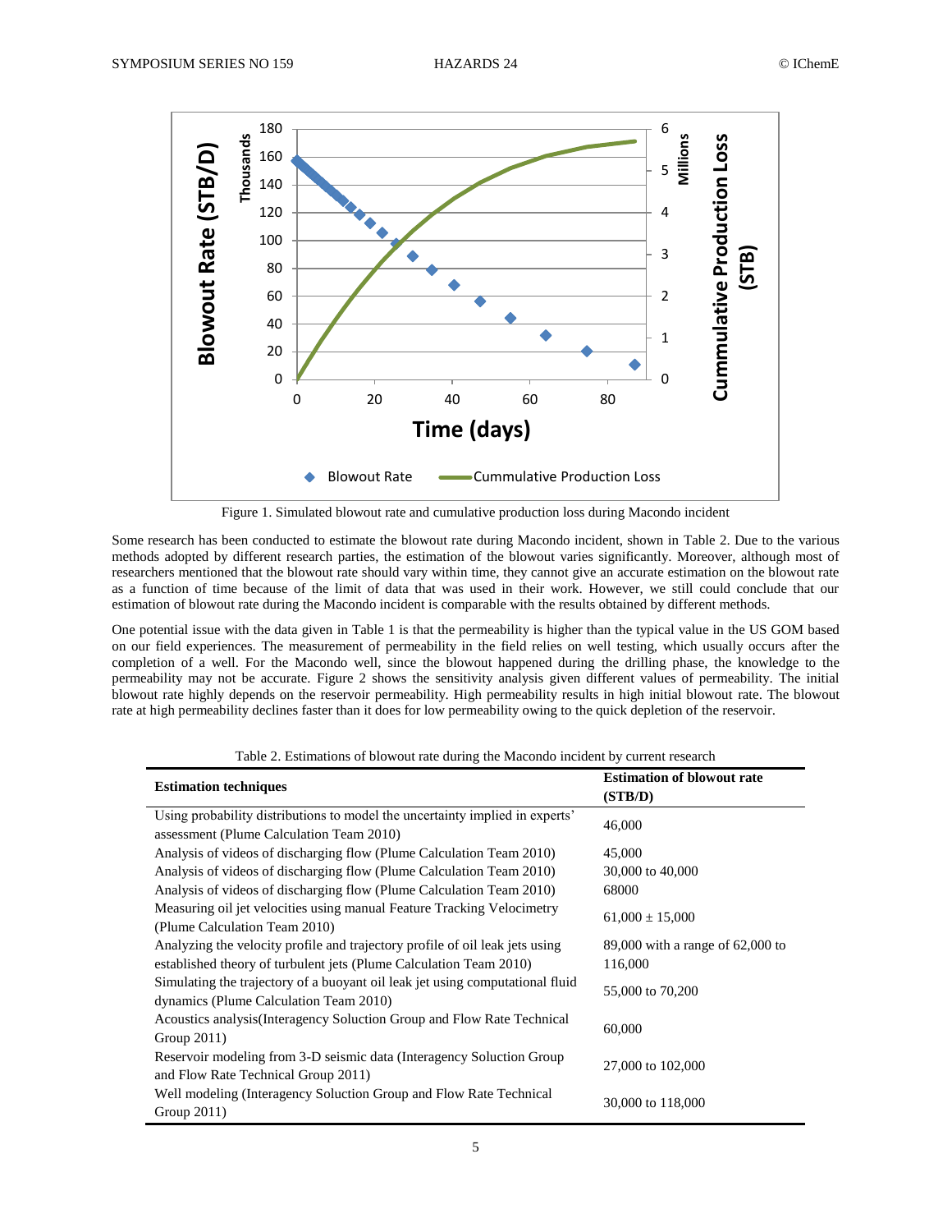Figure 1. Simulated blowout rate and cumulative production loss during Macondo incident

Some research has been conducted to estimate the blowout rate during Macondo incident, shown in Table 2. Due to the various methods adopted by different research parties, the estimation of the blowout varies significantly. Moreover, although most of researchers mentioned that the blowout rate should vary within time, they cannot give an accurate estimation on the blowout rate as a function of time because of the limit of data that was used in their work. However, we still could conclude that our estimation of blowout rate during the Macondo incident is comparable with the results obtained by different methods.

One potential issue with the data given in Table 1 is that the permeability is higher than the typical value in the US GOM based on our field experiences. The measurement of permeability in the field relies on well testing, which usually occurs after the completion of a well. For the Macondo well, since the blowout happened during the drilling phase, the knowledge to the permeability may not be accurate. Figure 2 shows the sensitivity analysis given different values of permeability. The initial blowout rate highly depends on the reservoir permeability. High permeability results in high initial blowout rate. The blowout rate at high permeability declines faster than it does for low permeability owing to the quick depletion of the reservoir.

Table 2. Estimations of blowout rate during the Macondo incident by current research

| Estimation techniques | Estimation of blowout rate (STB/D) |
| --- | --- |
| Using probability distributions to model the uncertainty implied in experts' assessment (Plume Calculation Team 2010) | 46,000 |
| Analysis of videos of discharging flow (Plume Calculation Team 2010) | 45,000 |
| Analysis of videos of discharging flow (Plume Calculation Team 2010) | 30,000 to 40,000 |
| Analysis of videos of discharging flow (Plume Calculation Team 2010) | 68000 |
| Measuring oil jet velocities using manual Feature Tracking Velocimetry (Plume Calculation Team 2010) | 61,000 ± 15,000 |
| Analyzing the velocity profile and trajectory profile of oil leak jets using established theory of turbulent jets (Plume Calculation Team 2010) | 89,000 with a range of 62,000 to 116,000 |
| Simulating the trajectory of a buoyant oil leak jet using computational fluid dynamics (Plume Calculation Team 2010) | 55,000 to 70,200 |
| Acoustics analysis(Interagency Soluction Group and Flow Rate Technical Group 2011) | 60,000 |
| Reservoir modeling from 3-D seismic data (Interagency Soluction Group and Flow Rate Technical Group 2011) | 27,000 to 102,000 |
| Well modeling (Interagency Soluction Group and Flow Rate Technical Group 2011) | 30,000 to 118,000 |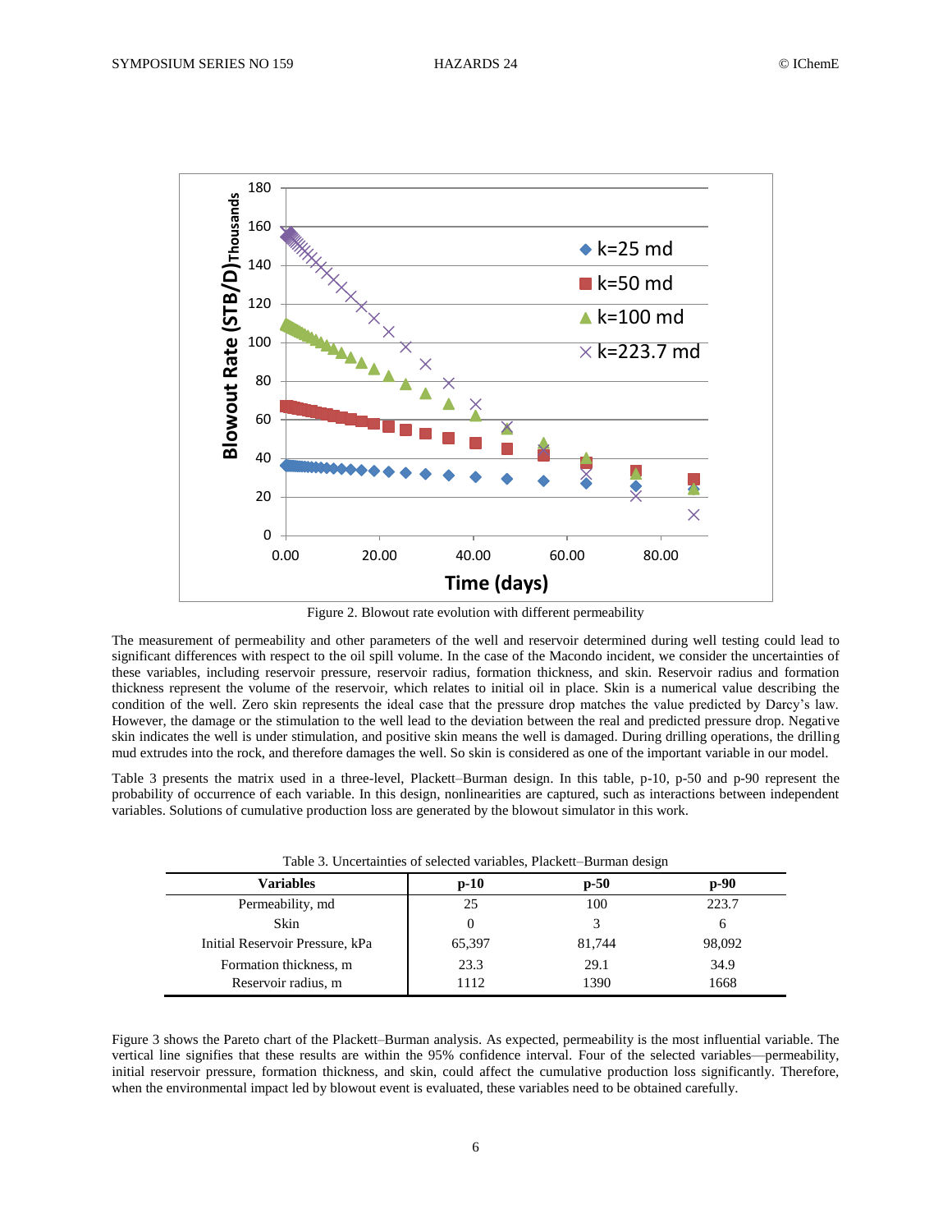Figure 2. Blowout rate evolution with different permeability

The measurement of permeability and other parameters of the well and reservoir determined during well testing could lead to significant differences with respect to the oil spill volume. In the case of the Macondo incident, we consider the uncertainties of these variables, including reservoir pressure, reservoir radius, formation thickness, and skin. Reservoir radius and formation thickness represent the volume of the reservoir, which relates to initial oil in place. Skin is a numerical value describing the condition of the well. Zero skin represents the ideal case that the pressure drop matches the value predicted by Darcy's law. However, the damage or the stimulation to the well lead to the deviation between the real and predicted pressure drop. Negative skin indicates the well is under stimulation, and positive skin means the well is damaged. During drilling operations, the drilling mud extrudes into the rock, and therefore damages the well. So skin is considered as one of the important variable in our model.

Table 3 presents the matrix used in a three-level, Plackett–Burman design. In this table, p-10, p-50 and p-90 represent the probability of occurrence of each variable. In this design, nonlinearities are captured, such as interactions between independent variables. Solutions of cumulative production loss are generated by the blowout simulator in this work.

Table 3. Uncertainties of selected variables, Plackett–Burman design

| Variables | p-10 | p-50 | p-90 |
|---|---|---|---|
| Permeability, md | 25 | 100 | 223.7 |
| Skin | 0 | 3 | 6 |
| Initial Reservoir Pressure, kPa | 65,397 | 81,744 | 98,092 |
| Formation thickness, m | 23.3 | 29.1 | 34.9 |
| Reservoir radius, m | 1112 | 1390 | 1668 |

Figure 3 shows the Pareto chart of the Plackett–Burman analysis. As expected, permeability is the most influential variable. The vertical line signifies that these results are within the 95% confidence interval. Four of the selected variables—permeability, initial reservoir pressure, formation thickness, and skin, could affect the cumulative production loss significantly. Therefore, when the environmental impact led by blowout event is evaluated, these variables need to be obtained carefully.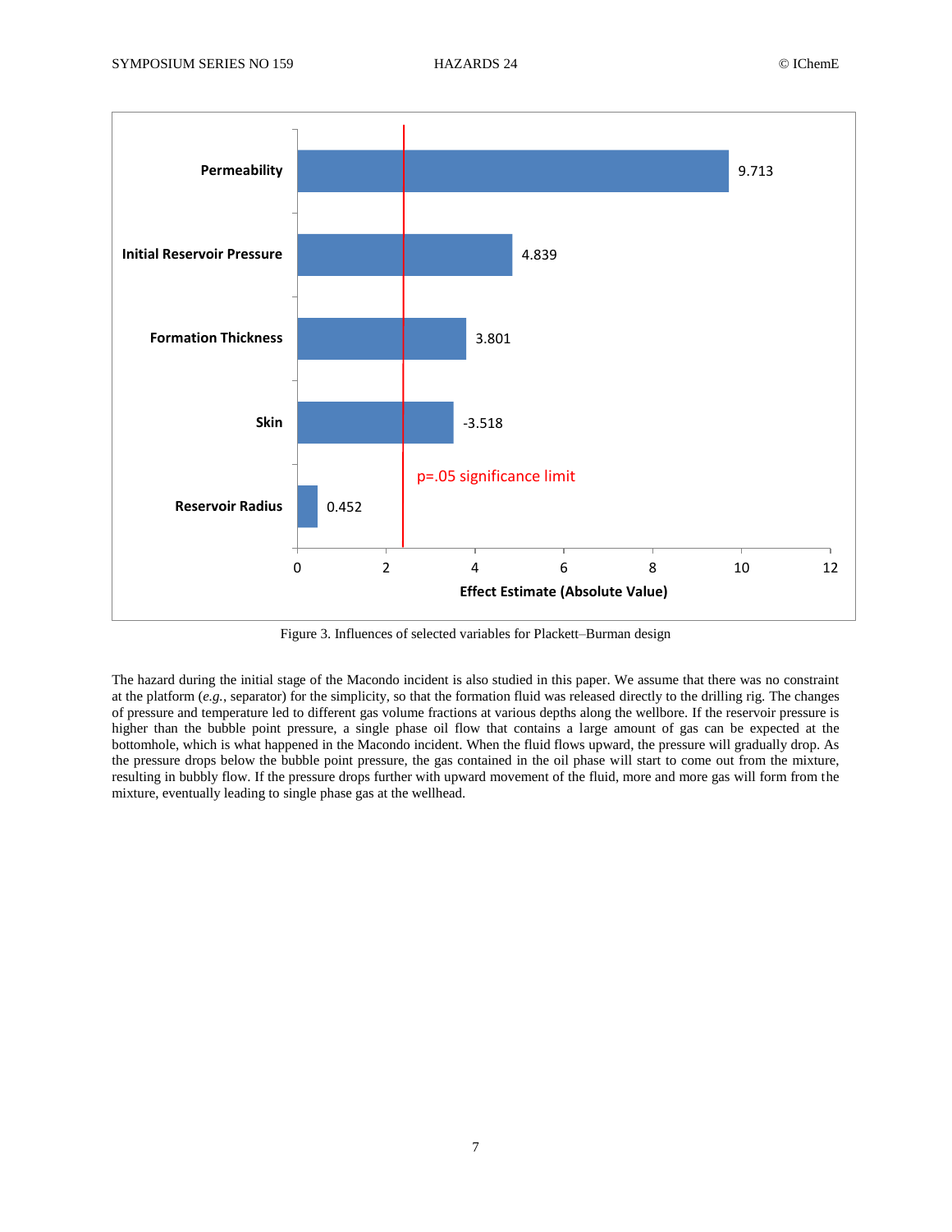Figure 3. Influences of selected variables for Plackett–Burman design

The hazard during the initial stage of the Macondo incident is also studied in this paper. We assume that there was no constraint at the platform (*e.g.*, separator) for the simplicity, so that the formation fluid was released directly to the drilling rig. The changes of pressure and temperature led to different gas volume fractions at various depths along the wellbore. If the reservoir pressure is higher than the bubble point pressure, a single phase oil flow that contains a large amount of gas can be expected at the bottomhole, which is what happened in the Macondo incident. When the fluid flows upward, the pressure will gradually drop. As the pressure drops below the bubble point pressure, the gas contained in the oil phase will start to come out from the mixture, resulting in bubbly flow. If the pressure drops further with upward movement of the fluid, more and more gas will form from the mixture, eventually leading to single phase gas at the wellhead.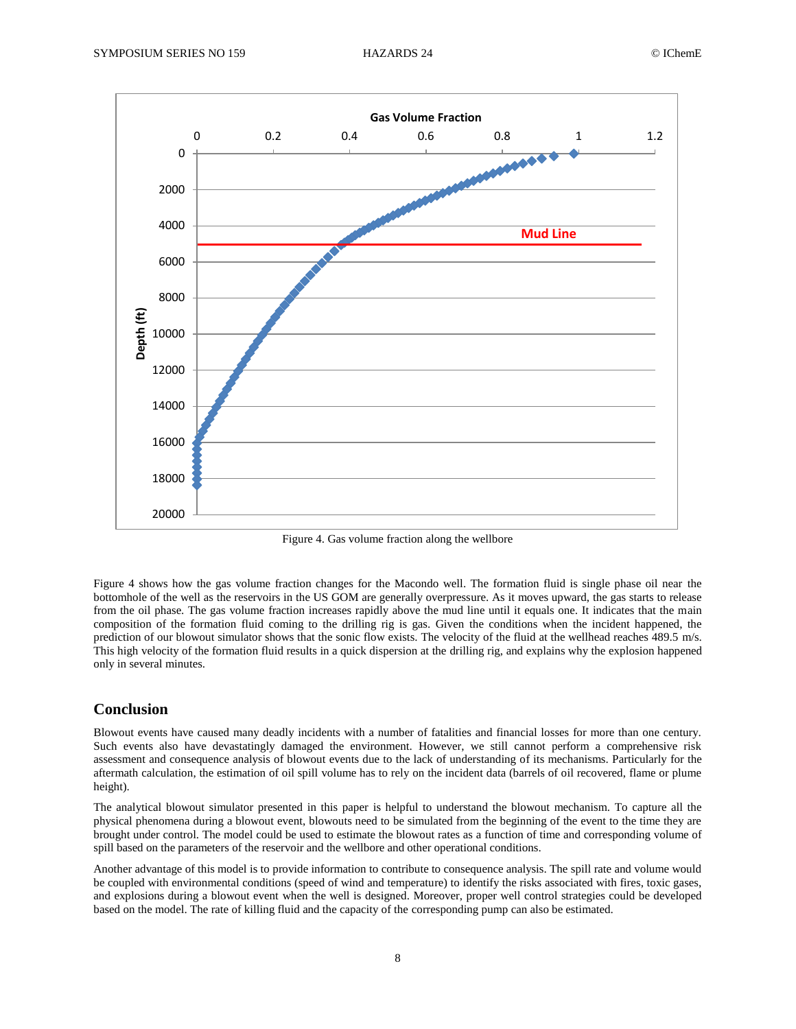Figure 4. Gas volume fraction along the wellbore

Figure 4 shows how the gas volume fraction changes for the Macondo well. The formation fluid is single phase oil near the bottomhole of the well as the reservoirs in the US GOM are generally overpressure. As it moves upward, the gas starts to release from the oil phase. The gas volume fraction increases rapidly above the mud line until it equals one. It indicates that the main composition of the formation fluid coming to the drilling rig is gas. Given the conditions when the incident happened, the prediction of our blowout simulator shows that the sonic flow exists. The velocity of the fluid at the wellhead reaches 489.5 m/s. This high velocity of the formation fluid results in a quick dispersion at the drilling rig, and explains why the explosion happened only in several minutes.

## Conclusion

Blowout events have caused many deadly incidents with a number of fatalities and financial losses for more than one century. Such events also have devastatingly damaged the environment. However, we still cannot perform a comprehensive risk assessment and consequence analysis of blowout events due to the lack of understanding of its mechanisms. Particularly for the aftermath calculation, the estimation of oil spill volume has to rely on the incident data (barrels of oil recovered, flame or plume height).

The analytical blowout simulator presented in this paper is helpful to understand the blowout mechanism. To capture all the physical phenomena during a blowout event, blowouts need to be simulated from the beginning of the event to the time they are brought under control. The model could be used to estimate the blowout rates as a function of time and corresponding volume of spill based on the parameters of the reservoir and the wellbore and other operational conditions.

Another advantage of this model is to provide information to contribute to consequence analysis. The spill rate and volume would be coupled with environmental conditions (speed of wind and temperature) to identify the risks associated with fires, toxic gases, and explosions during a blowout event when the well is designed. Moreover, proper well control strategies could be developed based on the model. The rate of killing fluid and the capacity of the corresponding pump can also be estimated.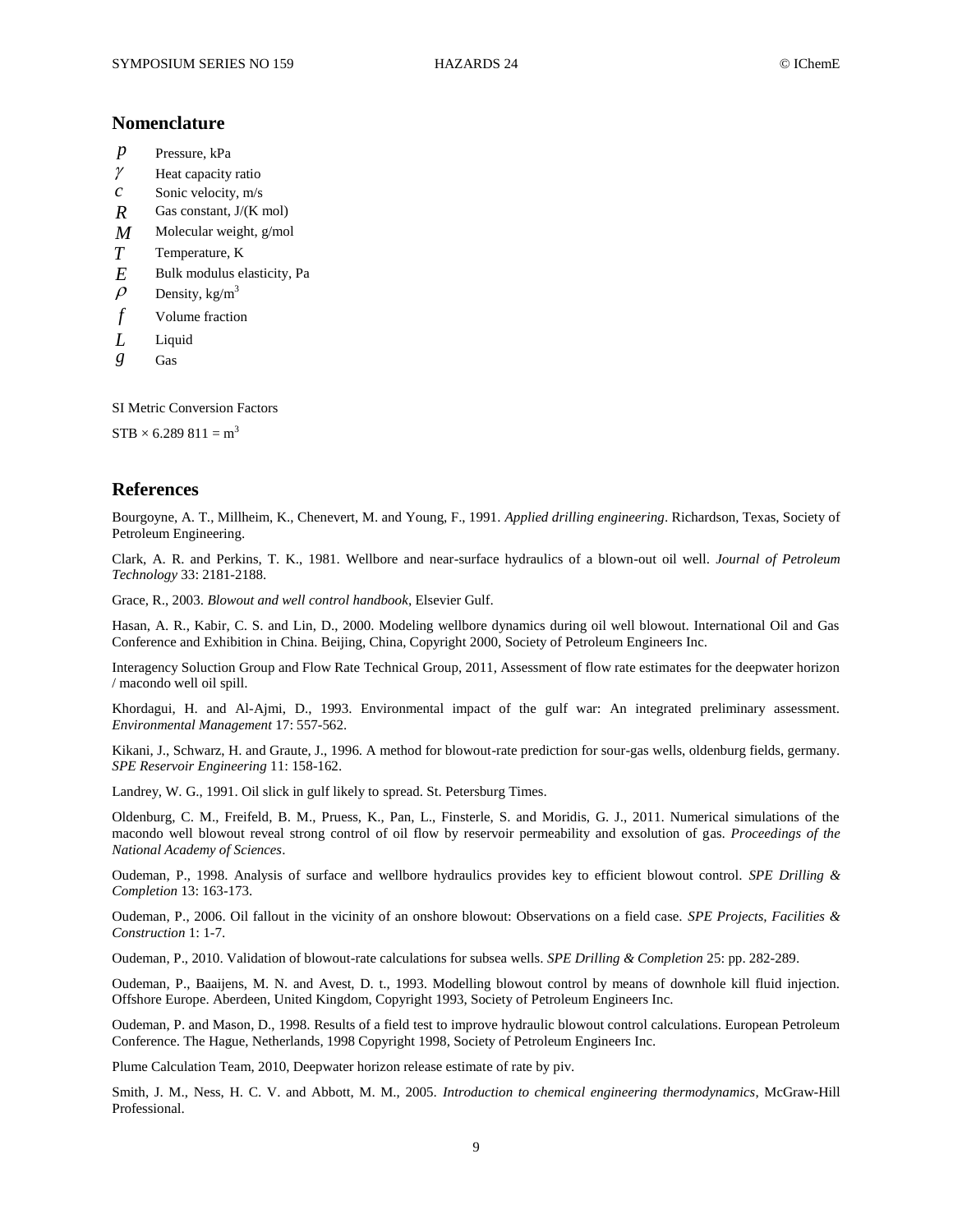## Nomenclature

| | |
|---|---|
| $p$ | Pressure, kPa |
| $\gamma$ | Heat capacity ratio |
| $c$ | Sonic velocity, m/s |
| $R$ | Gas constant, J/(K mol) |
| $M$ | Molecular weight, g/mol |
| $T$ | Temperature, K |
| $E$ | Bulk modulus elasticity, Pa |
| $\rho$ | Density, kg/m$^3$ |
| $f$ | Volume fraction |
| $L$ | Liquid |
| $g$ | Gas |

SI Metric Conversion Factors

STB × 6.289 811 = m$^3$

## References

Bourgoyne, A. T., Millheim, K., Chenevert, M. and Young, F., 1991. *Applied drilling engineering*. Richardson, Texas, Society of Petroleum Engineering.

Clark, A. R. and Perkins, T. K., 1981. Wellbore and near-surface hydraulics of a blown-out oil well. *Journal of Petroleum Technology* 33: 2181-2188.

Grace, R., 2003. *Blowout and well control handbook*, Elsevier Gulf.

Hasan, A. R., Kabir, C. S. and Lin, D., 2000. Modeling wellbore dynamics during oil well blowout. International Oil and Gas Conference and Exhibition in China. Beijing, China, Copyright 2000, Society of Petroleum Engineers Inc.

Interagency Soluction Group and Flow Rate Technical Group, 2011, Assessment of flow rate estimates for the deepwater horizon / macondo well oil spill.

Khordagui, H. and Al-Ajmi, D., 1993. Environmental impact of the gulf war: An integrated preliminary assessment. *Environmental Management* 17: 557-562.

Kikani, J., Schwarz, H. and Graute, J., 1996. A method for blowout-rate prediction for sour-gas wells, oldenburg fields, germany. *SPE Reservoir Engineering* 11: 158-162.

Landrey, W. G., 1991. Oil slick in gulf likely to spread. St. Petersburg Times.

Oldenburg, C. M., Freifeld, B. M., Pruess, K., Pan, L., Finsterle, S. and Moridis, G. J., 2011. Numerical simulations of the macondo well blowout reveal strong control of oil flow by reservoir permeability and exsolution of gas. *Proceedings of the National Academy of Sciences*.

Oudeman, P., 1998. Analysis of surface and wellbore hydraulics provides key to efficient blowout control. *SPE Drilling & Completion* 13: 163-173.

Oudeman, P., 2006. Oil fallout in the vicinity of an onshore blowout: Observations on a field case. *SPE Projects, Facilities & Construction* 1: 1-7.

Oudeman, P., 2010. Validation of blowout-rate calculations for subsea wells. *SPE Drilling & Completion* 25: pp. 282-289.

Oudeman, P., Baaijens, M. N. and Avest, D. t., 1993. Modelling blowout control by means of downhole kill fluid injection. Offshore Europe. Aberdeen, United Kingdom, Copyright 1993, Society of Petroleum Engineers Inc.

Oudeman, P. and Mason, D., 1998. Results of a field test to improve hydraulic blowout control calculations. European Petroleum Conference. The Hague, Netherlands, 1998 Copyright 1998, Society of Petroleum Engineers Inc.

Plume Calculation Team, 2010, Deepwater horizon release estimate of rate by piv.

Smith, J. M., Ness, H. C. V. and Abbott, M. M., 2005. *Introduction to chemical engineering thermodynamics*, McGraw-Hill Professional.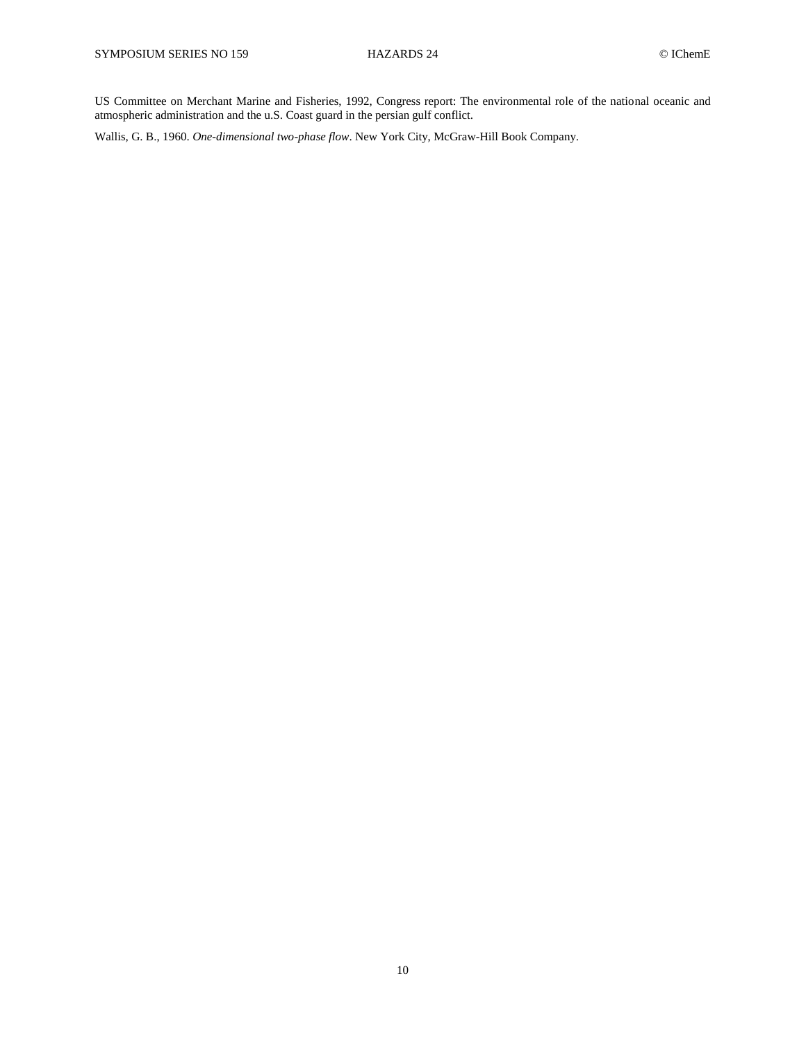US Committee on Merchant Marine and Fisheries, 1992, Congress report: The environmental role of the national oceanic and atmospheric administration and the u.S. Coast guard in the persian gulf conflict.

Wallis, G. B., 1960. *One-dimensional two-phase flow*. New York City, McGraw-Hill Book Company.